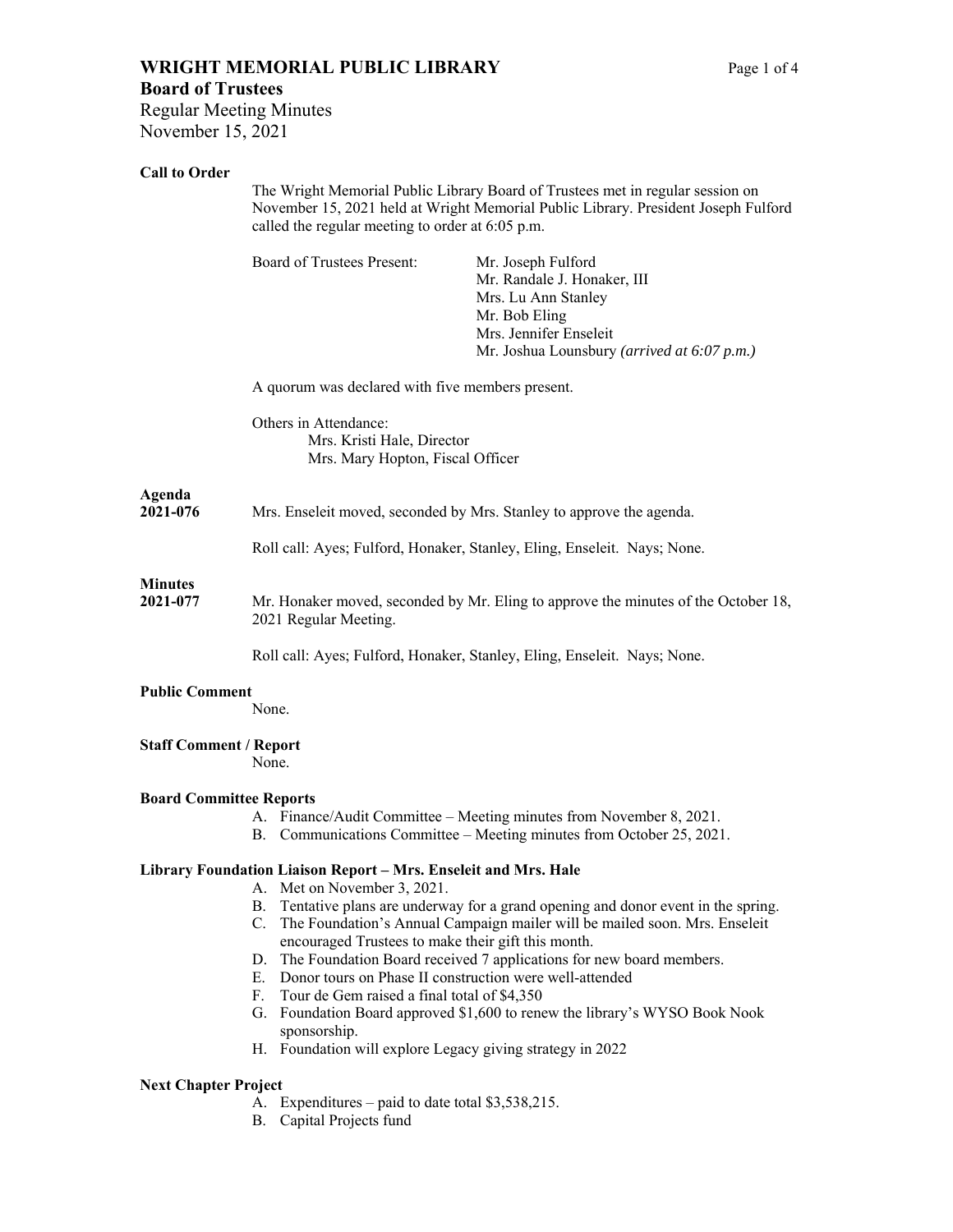# WRIGHT MEMORIAL PUBLIC LIBRARY

## Board of Trustees

Regular Meeting Minutes
November 15, 2021

**Call to Order**

The Wright Memorial Public Library Board of Trustees met in regular session on November 15, 2021 held at Wright Memorial Public Library. President Joseph Fulford called the regular meeting to order at 6:05 p.m.

Board of Trustees Present:
- Mr. Joseph Fulford
- Mr. Randale J. Honaker, III
- Mrs. Lu Ann Stanley
- Mr. Bob Eling
- Mrs. Jennifer Enseleit
- Mr. Joshua Lounsbury *(arrived at 6:07 p.m.)*

A quorum was declared with five members present.

Others in Attendance:
- Mrs. Kristi Hale, Director
- Mrs. Mary Hopton, Fiscal Officer

**Agenda**
**2021-076** Mrs. Enseleit moved, seconded by Mrs. Stanley to approve the agenda.

Roll call: Ayes; Fulford, Honaker, Stanley, Eling, Enseleit. Nays; None.

**Minutes**
**2021-077** Mr. Honaker moved, seconded by Mr. Eling to approve the minutes of the October 18, 2021 Regular Meeting.

Roll call: Ayes; Fulford, Honaker, Stanley, Eling, Enseleit. Nays; None.

**Public Comment**

None.

**Staff Comment / Report**

None.

**Board Committee Reports**

A. Finance/Audit Committee – Meeting minutes from November 8, 2021.
B. Communications Committee – Meeting minutes from October 25, 2021.

**Library Foundation Liaison Report – Mrs. Enseleit and Mrs. Hale**

A. Met on November 3, 2021.
B. Tentative plans are underway for a grand opening and donor event in the spring.
C. The Foundation's Annual Campaign mailer will be mailed soon. Mrs. Enseleit encouraged Trustees to make their gift this month.
D. The Foundation Board received 7 applications for new board members.
E. Donor tours on Phase II construction were well-attended
F. Tour de Gem raised a final total of $4,350
G. Foundation Board approved $1,600 to renew the library's WYSO Book Nook sponsorship.
H. Foundation will explore Legacy giving strategy in 2022

**Next Chapter Project**

A. Expenditures – paid to date total $3,538,215.
B. Capital Projects fund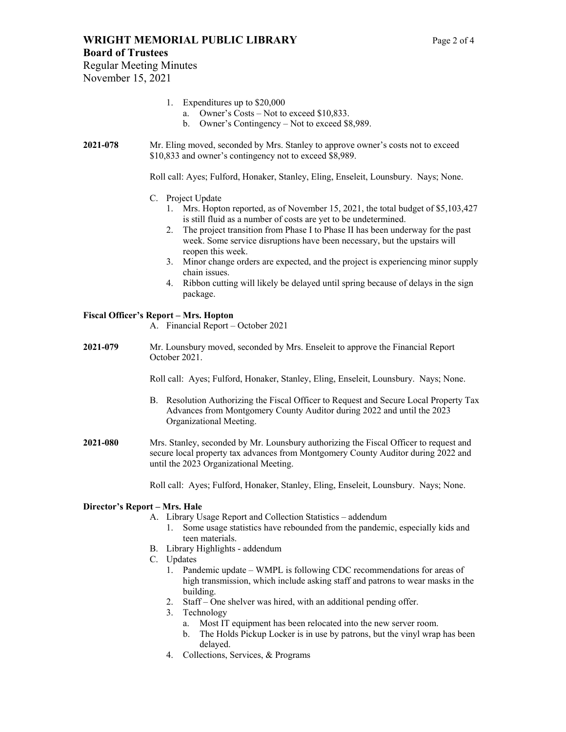1. Expenditures up to $20,000
   a. Owner's Costs – Not to exceed $10,833.
   b. Owner's Contingency – Not to exceed $8,989.

**2021-078** Mr. Eling moved, seconded by Mrs. Stanley to approve owner's costs not to exceed $10,833 and owner's contingency not to exceed $8,989.

Roll call: Ayes; Fulford, Honaker, Stanley, Eling, Enseleit, Lounsbury. Nays; None.

C. Project Update
   1. Mrs. Hopton reported, as of November 15, 2021, the total budget of $5,103,427 is still fluid as a number of costs are yet to be undetermined.
   2. The project transition from Phase I to Phase II has been underway for the past week. Some service disruptions have been necessary, but the upstairs will reopen this week.
   3. Minor change orders are expected, and the project is experiencing minor supply chain issues.
   4. Ribbon cutting will likely be delayed until spring because of delays in the sign package.

**Fiscal Officer's Report – Mrs. Hopton**

A. Financial Report – October 2021

**2021-079** Mr. Lounsbury moved, seconded by Mrs. Enseleit to approve the Financial Report October 2021.

Roll call: Ayes; Fulford, Honaker, Stanley, Eling, Enseleit, Lounsbury. Nays; None.

B. Resolution Authorizing the Fiscal Officer to Request and Secure Local Property Tax Advances from Montgomery County Auditor during 2022 and until the 2023 Organizational Meeting.

**2021-080** Mrs. Stanley, seconded by Mr. Lounsbury authorizing the Fiscal Officer to request and secure local property tax advances from Montgomery County Auditor during 2022 and until the 2023 Organizational Meeting.

Roll call: Ayes; Fulford, Honaker, Stanley, Eling, Enseleit, Lounsbury. Nays; None.

**Director's Report – Mrs. Hale**

A. Library Usage Report and Collection Statistics – addendum
   1. Some usage statistics have rebounded from the pandemic, especially kids and teen materials.

B. Library Highlights - addendum

C. Updates
   1. Pandemic update – WMPL is following CDC recommendations for areas of high transmission, which include asking staff and patrons to wear masks in the building.
   2. Staff – One shelver was hired, with an additional pending offer.
   3. Technology
      a. Most IT equipment has been relocated into the new server room.
      b. The Holds Pickup Locker is in use by patrons, but the vinyl wrap has been delayed.
   4. Collections, Services, & Programs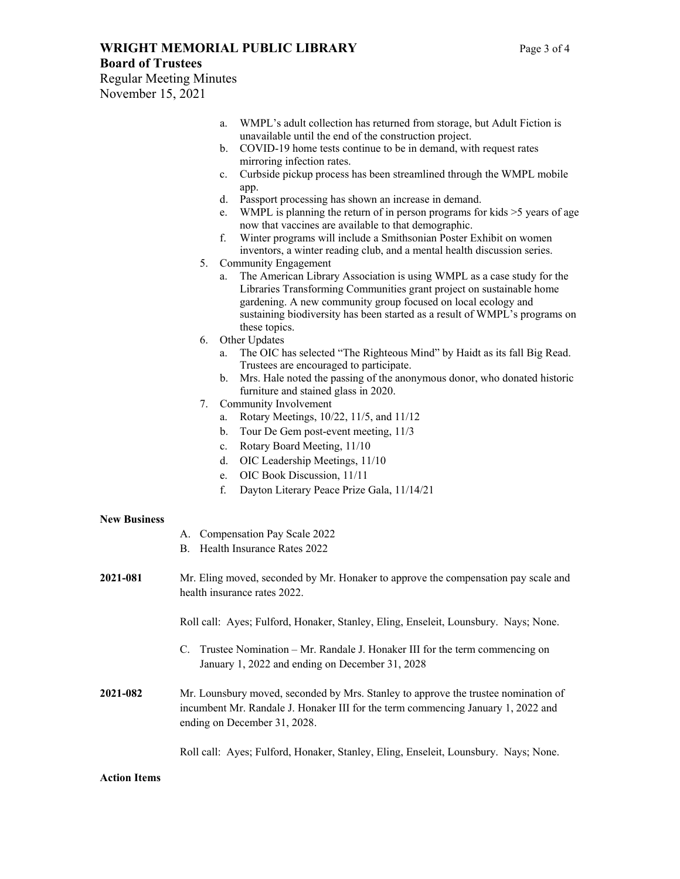a. WMPL's adult collection has returned from storage, but Adult Fiction is unavailable until the end of the construction project.
b. COVID-19 home tests continue to be in demand, with request rates mirroring infection rates.
c. Curbside pickup process has been streamlined through the WMPL mobile app.
d. Passport processing has shown an increase in demand.
e. WMPL is planning the return of in person programs for kids >5 years of age now that vaccines are available to that demographic.
f. Winter programs will include a Smithsonian Poster Exhibit on women inventors, a winter reading club, and a mental health discussion series.

5. Community Engagement
   a. The American Library Association is using WMPL as a case study for the Libraries Transforming Communities grant project on sustainable home gardening. A new community group focused on local ecology and sustaining biodiversity has been started as a result of WMPL's programs on these topics.
6. Other Updates
   a. The OIC has selected "The Righteous Mind" by Haidt as its fall Big Read. Trustees are encouraged to participate.
   b. Mrs. Hale noted the passing of the anonymous donor, who donated historic furniture and stained glass in 2020.
7. Community Involvement
   a. Rotary Meetings, 10/22, 11/5, and 11/12
   b. Tour De Gem post-event meeting, 11/3
   c. Rotary Board Meeting, 11/10
   d. OIC Leadership Meetings, 11/10
   e. OIC Book Discussion, 11/11
   f. Dayton Literary Peace Prize Gala, 11/14/21

**New Business**

A. Compensation Pay Scale 2022
B. Health Insurance Rates 2022

**2021-081** Mr. Eling moved, seconded by Mr. Honaker to approve the compensation pay scale and health insurance rates 2022.

Roll call: Ayes; Fulford, Honaker, Stanley, Eling, Enseleit, Lounsbury. Nays; None.

C. Trustee Nomination – Mr. Randale J. Honaker III for the term commencing on January 1, 2022 and ending on December 31, 2028

**2021-082** Mr. Lounsbury moved, seconded by Mrs. Stanley to approve the trustee nomination of incumbent Mr. Randale J. Honaker III for the term commencing January 1, 2022 and ending on December 31, 2028.

Roll call: Ayes; Fulford, Honaker, Stanley, Eling, Enseleit, Lounsbury. Nays; None.

**Action Items**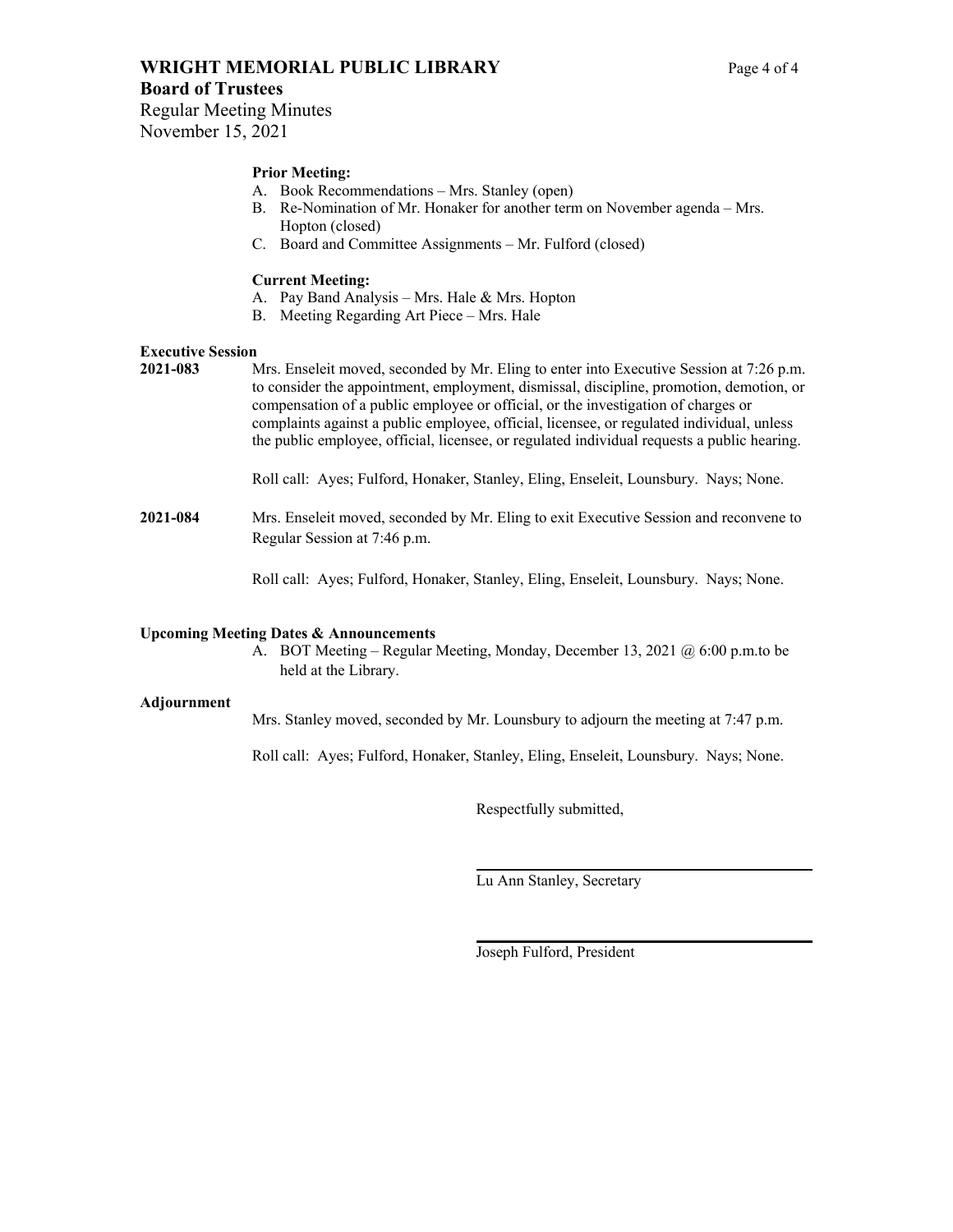**Prior Meeting:**

A. Book Recommendations – Mrs. Stanley (open)
B. Re-Nomination of Mr. Honaker for another term on November agenda – Mrs. Hopton (closed)
C. Board and Committee Assignments – Mr. Fulford (closed)

**Current Meeting:**

A. Pay Band Analysis – Mrs. Hale & Mrs. Hopton
B. Meeting Regarding Art Piece – Mrs. Hale

**Executive Session**

**2021-083** Mrs. Enseleit moved, seconded by Mr. Eling to enter into Executive Session at 7:26 p.m. to consider the appointment, employment, dismissal, discipline, promotion, demotion, or compensation of a public employee or official, or the investigation of charges or complaints against a public employee, official, licensee, or regulated individual, unless the public employee, official, licensee, or regulated individual requests a public hearing.

Roll call: Ayes; Fulford, Honaker, Stanley, Eling, Enseleit, Lounsbury. Nays; None.

**2021-084** Mrs. Enseleit moved, seconded by Mr. Eling to exit Executive Session and reconvene to Regular Session at 7:46 p.m.

Roll call: Ayes; Fulford, Honaker, Stanley, Eling, Enseleit, Lounsbury. Nays; None.

**Upcoming Meeting Dates & Announcements**

A. BOT Meeting – Regular Meeting, Monday, December 13, 2021 @ 6:00 p.m.to be held at the Library.

**Adjournment**

Mrs. Stanley moved, seconded by Mr. Lounsbury to adjourn the meeting at 7:47 p.m.

Roll call: Ayes; Fulford, Honaker, Stanley, Eling, Enseleit, Lounsbury. Nays; None.

Respectfully submitted,

Lu Ann Stanley, Secretary

Joseph Fulford, President